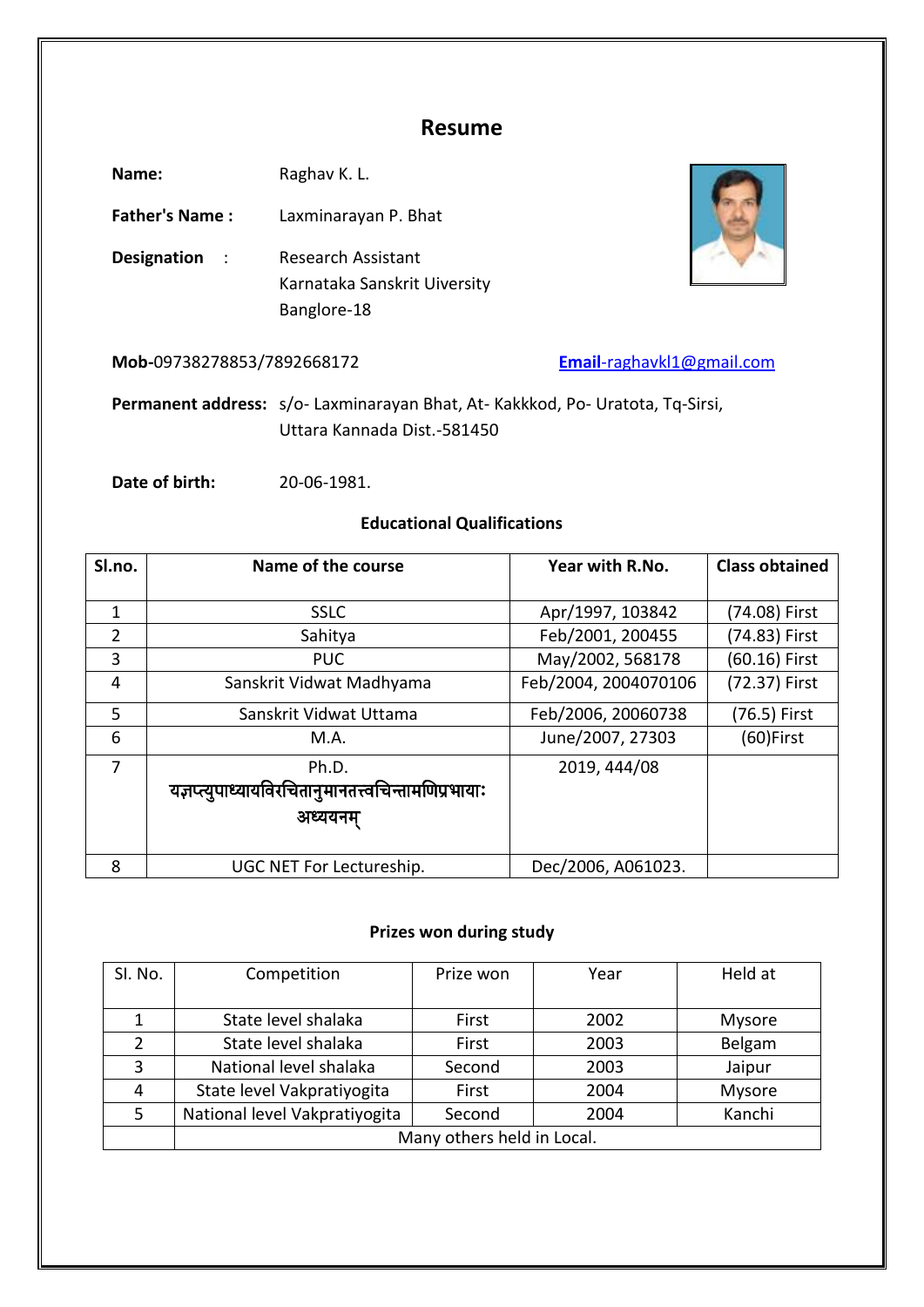# Resume

**Name:** Raghav K. L.

**Father's Name :** Laxminarayan P. Bhat

**Designation :** Research Assistant
Karnataka Sanskrit Uiversity
Banglore-18

**Mob-**09738278853/7892668172 **Email**-raghavkl1@gmail.com

**Permanent address:** s/o- Laxminarayan Bhat, At- Kakkkod, Po- Uratota, Tq-Sirsi, Uttara Kannada Dist.-581450

**Date of birth:** 20-06-1981.

## Educational Qualifications

| Sl.no. | Name of the course | Year with R.No. | Class obtained |
|---|---|---|---|
| 1 | SSLC | Apr/1997, 103842 | (74.08) First |
| 2 | Sahitya | Feb/2001, 200455 | (74.83) First |
| 3 | PUC | May/2002, 568178 | (60.16) First |
| 4 | Sanskrit Vidwat Madhyama | Feb/2004, 2004070106 | (72.37) First |
| 5 | Sanskrit Vidwat Uttama | Feb/2006, 20060738 | (76.5) First |
| 6 | M.A. | June/2007, 27303 | (60)First |
| 7 | Ph.D. यज्ञप्त्युपाध्यायविरचितानुमानतत्त्वचिन्तामणिप्रभायाः अध्ययनम् | 2019, 444/08 | |
| 8 | UGC NET For Lectureship. | Dec/2006, A061023. | |

## Prizes won during study

| Sl. No. | Competition | Prize won | Year | Held at |
|---|---|---|---|---|
| 1 | State level shalaka | First | 2002 | Mysore |
| 2 | State level shalaka | First | 2003 | Belgam |
| 3 | National level shalaka | Second | 2003 | Jaipur |
| 4 | State level Vakpratiyogita | First | 2004 | Mysore |
| 5 | National level Vakpratiyogita | Second | 2004 | Kanchi |
| | Many others held in Local. | | | |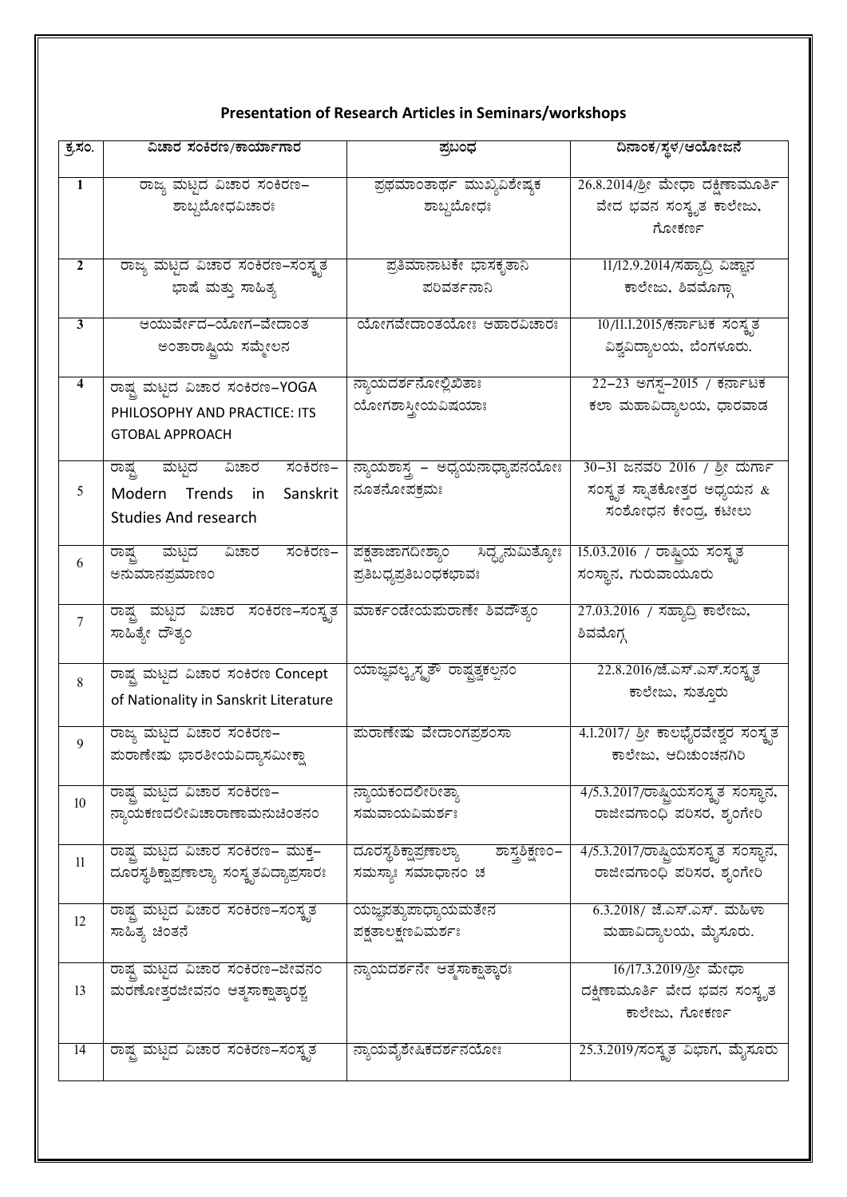## Presentation of Research Articles in Seminars/workshops

| ಕ್ರ.ಸಂ. | ವಿಚಾರ ಸಂಕಿರಣ/ಕಾರ್ಯಾಗಾರ | ಪ್ರಬಂಧ | ದಿನಾಂಕ/ಸ್ಥಳ/ಆಯೋಜನೆ |
|---|---|---|---|
| 1 | ರಾಜ್ಯ ಮಟ್ಟದ ವಿಚಾರ ಸಂಕಿರಣ– ಶಾಬ್ದಬೋಧವಿಚಾರಃ | ಪ್ರಥಮಾಂತಾರ್ಥ ಮುಖ್ಯವಿಶೇಷ್ಯಕ ಶಾಬ್ದಬೋಧಃ | 26.8.2014/ಶ್ರೀ ಮೇಧಾ ದಕ್ಷಿಣಾಮೂರ್ತಿ ವೇದ ಭವನ ಸಂಸ್ಕೃತ ಕಾಲೇಜು, ಗೋಕರ್ಣ |
| 2 | ರಾಜ್ಯ ಮಟ್ಟದ ವಿಚಾರ ಸಂಕಿರಣ–ಸಂಸ್ಕೃತ ಭಾಷೆ ಮತ್ತು ಸಾಹಿತ್ಯ | ಪ್ರತಿಮಾನಾಟಕೇ ಭಾಸಕೃತಾನಿ ಪರಿವರ್ತನಾನಿ | 11/12.9.2014/ಸಹ್ಯಾದ್ರಿ ವಿಜ್ಞಾನ ಕಾಲೇಜು, ಶಿವಮೊಗ್ಗಾ |
| 3 | ಆಯುರ್ವೇದ–ಯೋಗ–ವೇದಾಂತ ಅಂತಾರಾಷ್ಟ್ರಿಯ ಸಮ್ಮೇಲನ | ಯೋಗವೇದಾಂತಯೋಃ ಆಹಾರವಿಚಾರಃ | 10/11.1.2015/ಕರ್ನಾಟಕ ಸಂಸ್ಕೃತ ವಿಶ್ವವಿದ್ಯಾಲಯ, ಬೆಂಗಳೂರು. |
| 4 | ರಾಷ್ಟ್ರ ಮಟ್ಟದ ವಿಚಾರ ಸಂಕಿರಣ–YOGA PHILOSOPHY AND PRACTICE: ITS GTOBAL APPROACH | ನ್ಯಾಯದರ್ಶನೋಲ್ಲಿಖಿತಾಃ ಯೋಗಶಾಸ್ತ್ರೀಯವಿಷಯಾಃ | 22–23 ಆಗಸ್ಟ–2015 / ಕರ್ನಾಟಕ ಕಲಾ ಮಹಾವಿದ್ಯಾಲಯ, ಧಾರವಾಡ |
| 5 | ರಾಷ್ಟ್ರ ಮಟ್ಟದ ವಿಚಾರ ಸಂಕಿರಣ– Modern Trends in Sanskrit Studies And research | ನ್ಯಾಯಶಾಸ್ತ್ರ – ಅಧ್ಯಯನಾಧ್ಯಾಪನಯೋಃ ನೂತನೋಪಕ್ರಮಃ | 30–31 ಜನವರಿ 2016 / ಶ್ರೀ ದುರ್ಗಾ ಸಂಸ್ಕೃತ ಸ್ನಾತಕೋತ್ತರ ಅಧ್ಯಯನ & ಸಂಶೋಧನ ಕೇಂದ್ರ, ಕಟೀಲು |
| 6 | ರಾಷ್ಟ್ರ ಮಟ್ಟದ ವಿಚಾರ ಸಂಕಿರಣ– ಅನುಮಾನಪ್ರಮಾಣಂ | ಪಕ್ಷತಾಜಾಗದೀಶ್ಯಾಂ ಸಿದ್ಧ್ಯನುಮಿತ್ಯೋಃ ಪ್ರತಿಬಧ್ಯಪ್ರತಿಬಂಧಕಭಾವಃ | 15.03.2016 / ರಾಷ್ಟ್ರಿಯ ಸಂಸ್ಕೃತ ಸಂಸ್ಥಾನ, ಗುರುವಾಯೂರು |
| 7 | ರಾಷ್ಟ್ರ ಮಟ್ಟದ ವಿಚಾರ ಸಂಕಿರಣ–ಸಂಸ್ಕೃತ ಸಾಹಿತ್ಯೇ ದೌತ್ಯಂ | ಮಾರ್ಕಂಡೇಯಪುರಾಣೇ ಶಿವದೌತ್ಯಂ | 27.03.2016 / ಸಹ್ಯಾದ್ರಿ ಕಾಲೇಜು, ಶಿವಮೊಗ್ಗ |
| 8 | ರಾಷ್ಟ್ರ ಮಟ್ಟದ ವಿಚಾರ ಸಂಕಿರಣ Concept of Nationality in Sanskrit Literature | ಯಾಜ್ಞವಲ್ಕ್ಯಸ್ಮೃತೌ ರಾಷ್ಟ್ರತ್ವಕಲ್ಪನಂ | 22.8.2016/ಜೆ.ಎಸ್.ಎಸ್.ಸಂಸ್ಕೃತ ಕಾಲೇಜು, ಸುತ್ತೂರು |
| 9 | ರಾಜ್ಯ ಮಟ್ಟದ ವಿಚಾರ ಸಂಕಿರಣ– ಪುರಾಣೇಷು ಭಾರತೀಯವಿದ್ಯಾಸಮೀಕ್ಷಾ | ಪುರಾಣೇಷು ವೇದಾಂಗಪ್ರಶಂಸಾ | 4.1.2017/ ಶ್ರೀ ಕಾಲಭೈರವೇಶ್ವರ ಸಂಸ್ಕೃತ ಕಾಲೇಜು, ಆದಿಚುಂಚನಗಿರಿ |
| 10 | ರಾಷ್ಟ್ರ ಮಟ್ಟದ ವಿಚಾರ ಸಂಕಿರಣ– ನ್ಯಾಯಕಣದಲೀವಿಚಾರಾಣಾಮನುಚಿಂತನಂ | ನ್ಯಾಯಕಂದಲೀರೀತ್ಯಾ ಸಮವಾಯವಿಮರ್ಶಃ | 4/5.3.2017/ರಾಷ್ಟ್ರಿಯಸಂಸ್ಕೃತ ಸಂಸ್ಥಾನ, ರಾಜೀವಗಾಂಧಿ ಪರಿಸರ, ಶೃಂಗೇರಿ |
| 11 | ರಾಷ್ಟ್ರ ಮಟ್ಟದ ವಿಚಾರ ಸಂಕಿರಣ– ಮುಕ್ತ–ದೂರಸ್ಥಶಿಕ್ಷಾಪ್ರಣಾಲ್ಯಾ ಸಂಸ್ಕೃತವಿದ್ಯಾಪ್ರಸಾರಃ | ದೂರಸ್ಥಶಿಕ್ಷಾಪ್ರಣಾಲ್ಯಾ ಶಾಸ್ತ್ರಶಿಕ್ಷಣಂ– ಸಮಸ್ಯಾಃ ಸಮಾಧಾನಂ ಚ | 4/5.3.2017/ರಾಷ್ಟ್ರಿಯಸಂಸ್ಕೃತ ಸಂಸ್ಥಾನ, ರಾಜೀವಗಾಂಧಿ ಪರಿಸರ, ಶೃಂಗೇರಿ |
| 12 | ರಾಷ್ಟ್ರ ಮಟ್ಟದ ವಿಚಾರ ಸಂಕಿರಣ–ಸಂಸ್ಕೃತ ಸಾಹಿತ್ಯ ಚಿಂತನೆ | ಯಜ್ಞಪತ್ಯುಪಾಧ್ಯಾಯಮತೇನ ಪಕ್ಷತಾಲಕ್ಷಣವಿಮರ್ಶಃ | 6.3.2018/ ಜೆ.ಎಸ್.ಎಸ್. ಮಹಿಳಾ ಮಹಾವಿದ್ಯಾಲಯ, ಮೈಸೂರು. |
| 13 | ರಾಷ್ಟ್ರ ಮಟ್ಟದ ವಿಚಾರ ಸಂಕಿರಣ–ಜೀವನಂ ಮರಣೋತ್ತರಜೀವನಂ ಆತ್ಮಸಾಕ್ಷಾತ್ಕಾರಶ್ಚ | ನ್ಯಾಯದರ್ಶನೇ ಆತ್ಮಸಾಕ್ಷಾತ್ಕಾರಃ | 16/17.3.2019/ಶ್ರೀ ಮೇಧಾ ದಕ್ಷಿಣಾಮೂರ್ತಿ ವೇದ ಭವನ ಸಂಸ್ಕೃತ ಕಾಲೇಜು, ಗೋಕರ್ಣ |
| 14 | ರಾಷ್ಟ್ರ ಮಟ್ಟದ ವಿಚಾರ ಸಂಕಿರಣ–ಸಂಸ್ಕೃತ | ನ್ಯಾಯವೈಶೇಷಿಕದರ್ಶನಯೋಃ | 25.3.2019/ಸಂಸ್ಕೃತ ವಿಭಾಗ, ಮೈಸೂರು |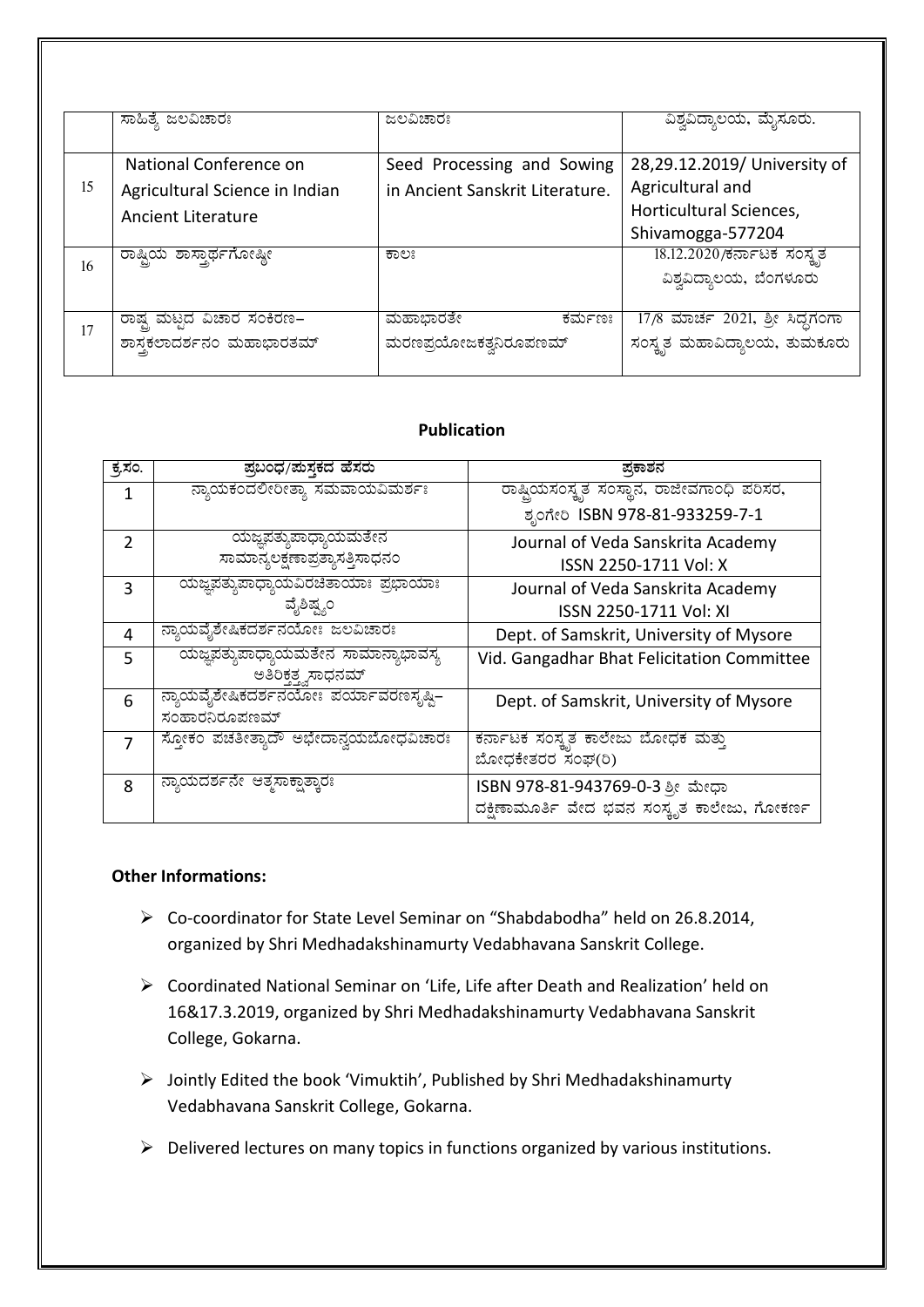|  | ಸಾಹಿತ್ಯೆ ಜಲವಿಚಾರಃ | ಜಲವಿಚಾರಃ | ವಿಶ್ವವಿದ್ಯಾಲಯ, ಮೈಸೂರು. |
|---|---|---|---|
| 15 | National Conference on Agricultural Science in Indian Ancient Literature | Seed Processing and Sowing in Ancient Sanskrit Literature. | 28,29.12.2019/ University of Agricultural and Horticultural Sciences, Shivamogga-577204 |
| 16 | ರಾಷ್ಟ್ರಿಯ ಶಾಸ್ತ್ರಾರ್ಥಗೋಷ್ಠೀ | ಕಾಲಃ | 18.12.2020/ಕರ್ನಾಟಕ ಸಂಸ್ಕೃತ ವಿಶ್ವವಿದ್ಯಾಲಯ, ಬೆಂಗಳೂರು |
| 17 | ರಾಷ್ಟ್ರ ಮಟ್ಟದ ವಿಚಾರ ಸಂಕಿರಣ– ಶಾಸ್ತ್ರಕಲಾದರ್ಶನಂ ಮಹಾಭಾರತಮ್ | ಮಹಾಭಾರತೇ ಕರ್ಮಣಃ ಮರಣಪ್ರಯೋಜಕತ್ವನಿರೂಪಣಮ್ | 17/8 ಮಾರ್ಚ 2021, ಶ್ರೀ ಸಿದ್ಧಗಂಗಾ ಸಂಸ್ಕೃತ ಮಹಾವಿದ್ಯಾಲಯ, ತುಮಕೂರು |

**Publication**

| ಕ್ರ.ಸಂ. | ಪ್ರಬಂಧ/ಪುಸ್ತಕದ ಹೆಸರು | ಪ್ರಕಾಶನ |
|---|---|---|
| 1 | ನ್ಯಾಯಕಂದಲೀರೀತ್ಯಾ ಸಮವಾಯವಿಮರ್ಶಃ | ರಾಷ್ಟ್ರಿಯಸಂಸ್ಕೃತ ಸಂಸ್ಥಾನ, ರಾಜೀವಗಾಂಧಿ ಪರಿಸರ, ಶೃಂಗೇರಿ ISBN 978-81-933259-7-1 |
| 2 | ಯಜ್ಞಪತ್ಯುಪಾಧ್ಯಾಯಮತೇನ ಸಾಮಾನ್ಯಲಕ್ಷಣಾಪ್ರತ್ಯಾಸತ್ತಿಸಾಧನಂ | Journal of Veda Sanskrita Academy ISSN 2250-1711 Vol: X |
| 3 | ಯಜ್ಞಪತ್ಯುಪಾಧ್ಯಾಯವಿರಚಿತಾಯಾಃ ಪ್ರಭಾಯಾಃ ವೈಶಿಷ್ಟ್ಯಂ | Journal of Veda Sanskrita Academy ISSN 2250-1711 Vol: XI |
| 4 | ನ್ಯಾಯವೈಶೇಷಿಕದರ್ಶನಯೋಃ ಜಲವಿಚಾರಃ | Dept. of Samskrit, University of Mysore |
| 5 | ಯಜ್ಞಪತ್ಯುಪಾಧ್ಯಾಯಮತೇನ ಸಾಮಾನ್ಯಾಭಾವಸ್ಯ ಅತಿರಿಕ್ತತ್ವಸಾಧನಮ್ | Vid. Gangadhar Bhat Felicitation Committee |
| 6 | ನ್ಯಾಯವೈಶೇಷಿಕದರ್ಶನಯೋಃ ಪರ್ಯಾವರಣಸೃಷ್ಟಿ–ಸಂಹಾರನಿರೂಪಣಮ್ | Dept. of Samskrit, University of Mysore |
| 7 | ಸ್ತೋಕಂ ಪಚತೀತ್ಯಾದೌ ಅಭೇದಾನ್ವಯಬೋಧವಿಚಾರಃ | ಕರ್ನಾಟಕ ಸಂಸ್ಕೃತ ಕಾಲೇಜು ಬೋಧಕ ಮತ್ತು ಬೋಧಕೇತರರ ಸಂಘ(ರಿ) |
| 8 | ನ್ಯಾಯದರ್ಶನೇ ಆತ್ಮಸಾಕ್ಷಾತ್ಕಾರಃ | ISBN 978-81-943769-0-3 ಶ್ರೀ ಮೇಧಾ ದಕ್ಷಿಣಾಮೂರ್ತಿ ವೇದ ಭವನ ಸಂಸ್ಕೃತ ಕಾಲೇಜು, ಗೋಕರ್ಣ |

**Other Informations:**

- Co-coordinator for State Level Seminar on "Shabdabodha" held on 26.8.2014, organized by Shri Medhadakshinamurty Vedabhavana Sanskrit College.
- Coordinated National Seminar on 'Life, Life after Death and Realization' held on 16&17.3.2019, organized by Shri Medhadakshinamurty Vedabhavana Sanskrit College, Gokarna.
- Jointly Edited the book 'Vimuktih', Published by Shri Medhadakshinamurty Vedabhavana Sanskrit College, Gokarna.
- Delivered lectures on many topics in functions organized by various institutions.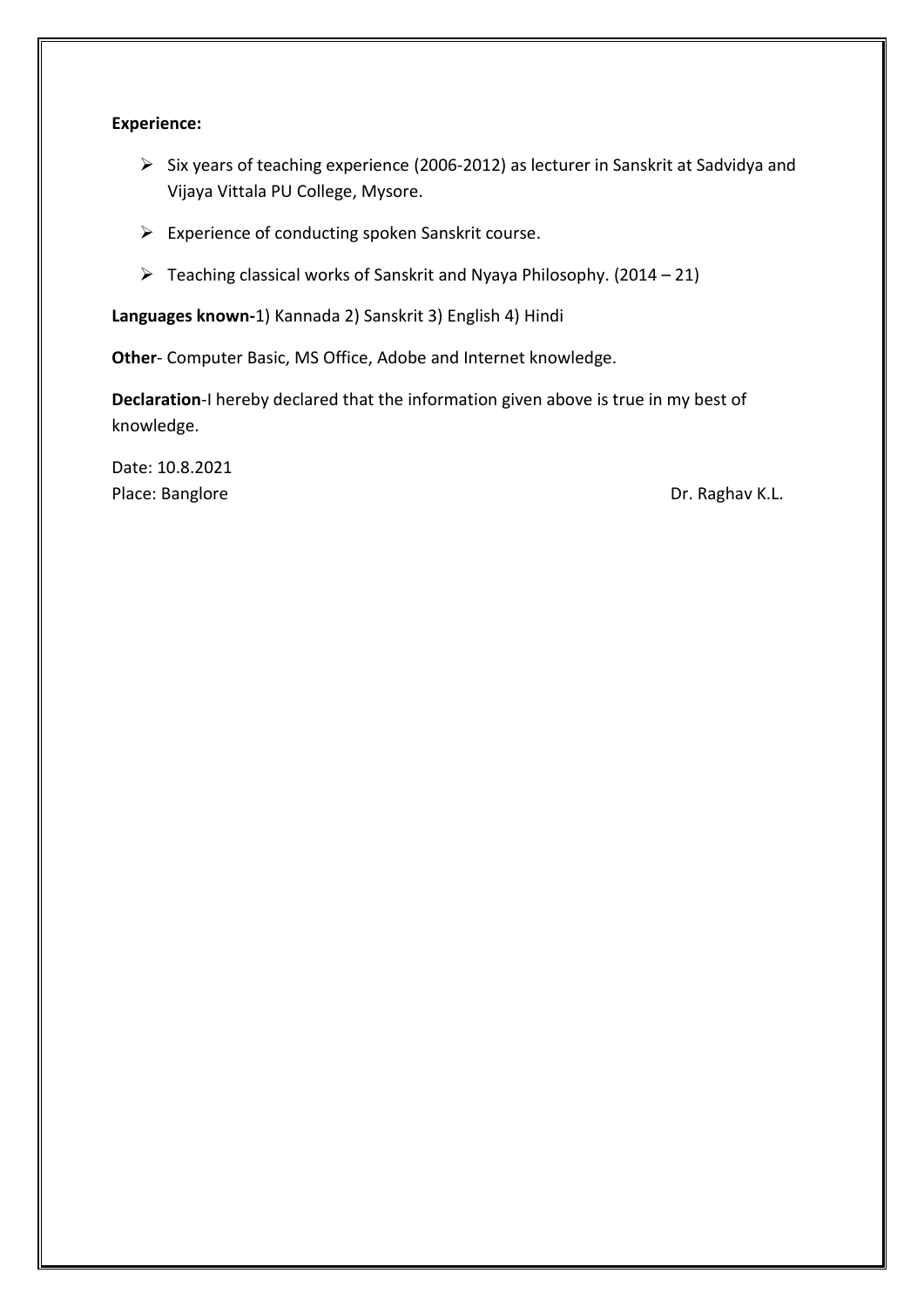**Experience:**

- Six years of teaching experience (2006-2012) as lecturer in Sanskrit at Sadvidya and Vijaya Vittala PU College, Mysore.
- Experience of conducting spoken Sanskrit course.
- Teaching classical works of Sanskrit and Nyaya Philosophy. (2014 – 21)

**Languages known-**1) Kannada 2) Sanskrit 3) English 4) Hindi

**Other**- Computer Basic, MS Office, Adobe and Internet knowledge.

**Declaration**-I hereby declared that the information given above is true in my best of knowledge.

Date: 10.8.2021
Place: Banglore

Dr. Raghav K.L.